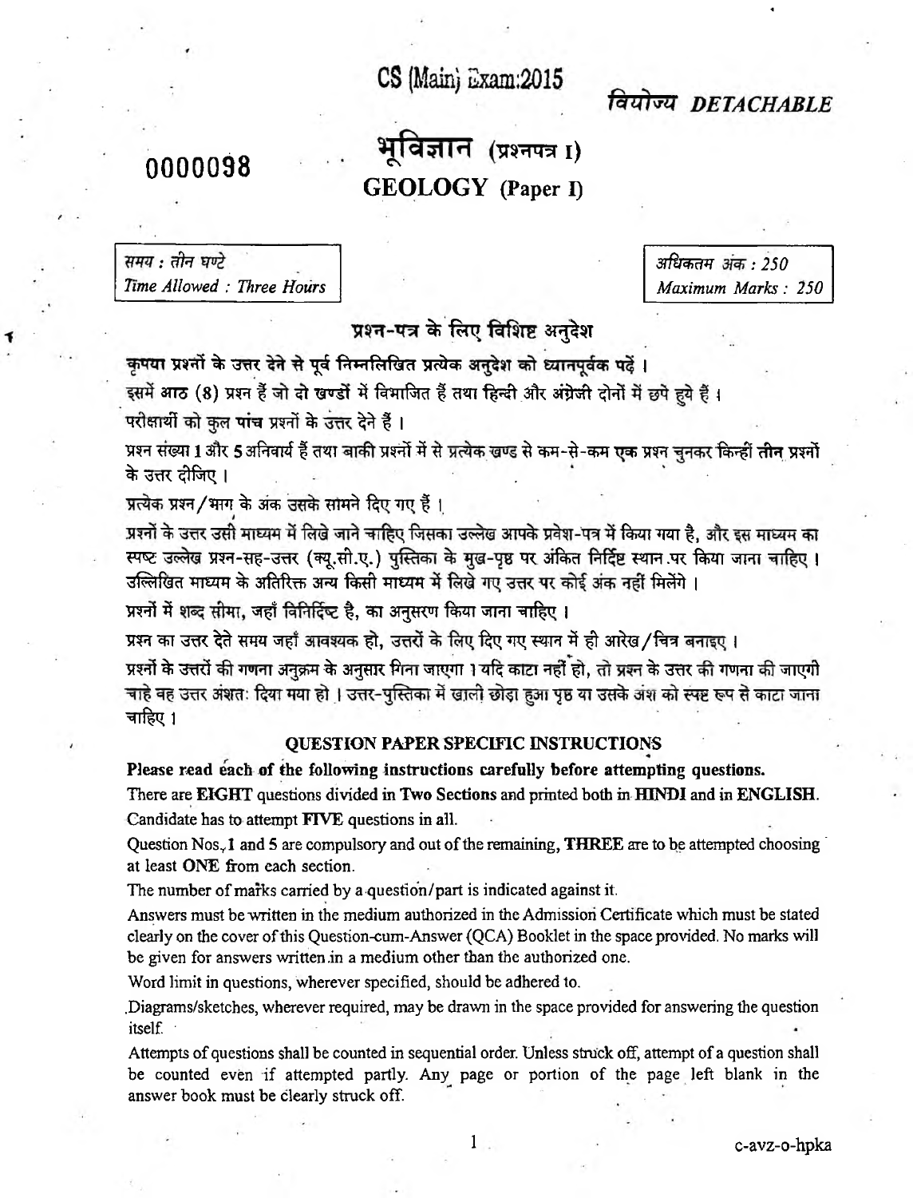# CS (Main) Exam:2015

वियोज्य *DETACHABLE*

0000098

# भूविज्ञान (प्रश्नपत्र I)
# GEOLOGY (Paper I)

| समय : तीन घण्टे *Time Allowed : Three Hours* | अधिकतम अंक : 250 *Maximum Marks : 250* |
|---|---|

## प्रश्न-पत्र के लिए विशिष्ट अनुदेश

**कृपया प्रश्नों के उत्तर देने से पूर्व निम्नलिखित प्रत्येक अनुदेश को ध्यानपूर्वक पढ़ें ।**

इसमें आठ (8) प्रश्न हैं जो दो खण्डों में विभाजित हैं तथा हिन्दी और अंग्रेजी दोनों में छपे हुये हैं ।

परीक्षार्थी को कुल पांच प्रश्नों के उत्तर देने हैं ।

प्रश्न संख्या 1 और 5 अनिवार्य हैं तथा बाकी प्रश्नों में से प्रत्येक खण्ड से कम-से-कम **एक** प्रश्न चुनकर किन्हीं **तीन** प्रश्नों के उत्तर दीजिए ।

प्रत्येक प्रश्न/भाग के अंक उसके सामने दिए गए हैं ।

प्रश्नों के उत्तर उसी माध्यम में लिखे जाने चाहिए जिसका उल्लेख आपके प्रवेश-पत्र में किया गया है, और इस माध्यम का स्पष्ट उल्लेख प्रश्न-सह-उत्तर (क्यू.सी.ए.) पुस्तिका के मुख-पृष्ठ पर अंकित निर्दिष्ट स्थान पर किया जाना चाहिए । उल्लिखित माध्यम के अतिरिक्त अन्य किसी माध्यम में लिखे गए उत्तर पर कोई अंक नहीं मिलेंगे ।

प्रश्नों में शब्द सीमा, जहाँ विनिर्दिष्ट है, का अनुसरण किया जाना चाहिए ।

प्रश्न का उत्तर देते समय जहाँ आवश्यक हो, उत्तरों के लिए दिए गए स्थान में ही आरेख/चित्र बनाइए ।

प्रश्नों के उत्तरों की गणना अनुक्रम के अनुसार गिना जाएगा । यदि काटा नहीं हो, तो प्रश्न के उत्तर की गणना की जाएगी चाहे वह उत्तर अंशतः दिया गया हो । उत्तर-पुस्तिका में खाली छोड़ा हुआ पृष्ठ या उसके अंश को स्पष्ट रूप से काटा जाना चाहिए ।

## QUESTION PAPER SPECIFIC INSTRUCTIONS

**Please read each of the following instructions carefully before attempting questions.**

There are **EIGHT** questions divided in **Two Sections** and printed both in **HINDI** and in **ENGLISH**.

Candidate has to attempt **FIVE** questions in all.

Question Nos. 1 and 5 are compulsory and out of the remaining, **THREE** are to be attempted choosing at least **ONE** from each section.

The number of marks carried by a question/part is indicated against it.

Answers must be written in the medium authorized in the Admission Certificate which must be stated clearly on the cover of this Question-cum-Answer (QCA) Booklet in the space provided. No marks will be given for answers written in a medium other than the authorized one.

Word limit in questions, wherever specified, should be adhered to.

Diagrams/sketches, wherever required, may be drawn in the space provided for answering the question itself.

Attempts of questions shall be counted in sequential order. Unless struck off, attempt of a question shall be counted even if attempted partly. Any page or portion of the page left blank in the answer book must be clearly struck off.

c-avz-o-hpka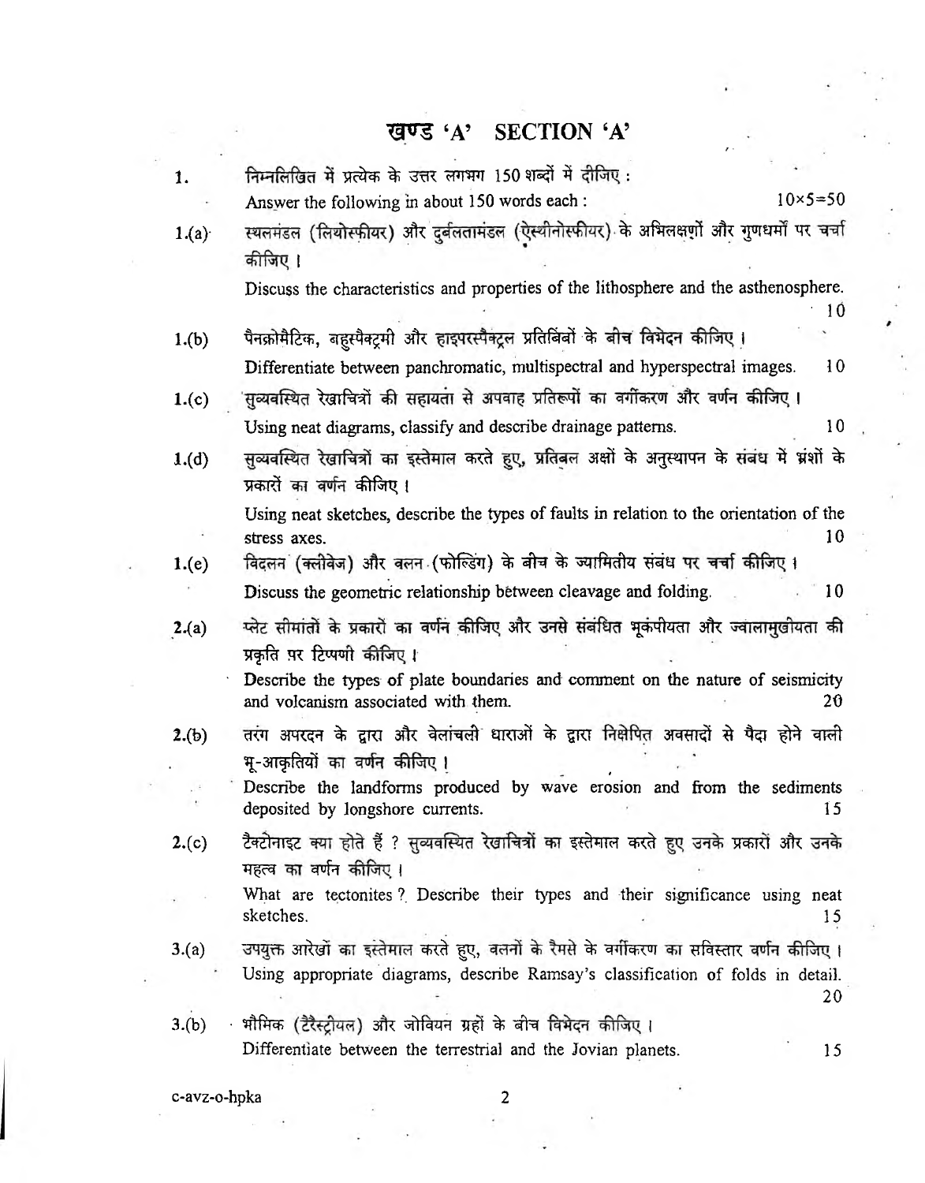## खण्ड 'A' SECTION 'A'

1. निम्नलिखित में प्रत्येक के उत्तर लगभग 150 शब्दों में दीजिए :
Answer the following in about 150 words each : $10\times5=50$

1.(a) स्थलमंडल (लियोस्फीयर) और दुर्बलतामंडल (ऐस्थीनोस्फीयर) के अभिलक्षणों और गुणधर्मों पर चर्चा कीजिए ।
Discuss the characteristics and properties of the lithosphere and the asthenosphere. 10

1.(b) पैनक्रोमैटिक, बहुस्पैक्ट्रमी और हाइपरस्पैक्ट्रल प्रतिबिंबों के बीच विभेदन कीजिए ।
Differentiate between panchromatic, multispectral and hyperspectral images. 10

1.(c) सुव्यवस्थित रेखाचित्रों की सहायता से अपवाह प्रतिरूपों का वर्गीकरण और वर्णन कीजिए ।
Using neat diagrams, classify and describe drainage patterns. 10

1.(d) सुव्यवस्थित रेखाचित्रों का इस्तेमाल करते हुए, प्रतिबल अक्षों के अनुस्थापन के संबंध में भ्रंशों के प्रकारों का वर्णन कीजिए ।
Using neat sketches, describe the types of faults in relation to the orientation of the stress axes. 10

1.(e) विदलन (क्लीवेज) और वलन (फोल्डिंग) के बीच के ज्यामितीय संबंध पर चर्चा कीजिए ।
Discuss the geometric relationship between cleavage and folding. 10

2.(a) प्लेट सीमांतों के प्रकारों का वर्णन कीजिए और उनसे संबंधित भूकंपीयता और ज्वालामुखीयता की प्रकृति पर टिप्पणी कीजिए ।
Describe the types of plate boundaries and comment on the nature of seismicity and volcanism associated with them. 20

2.(b) तरंग अपरदन के द्वारा और वेलांचली धाराओं के द्वारा निक्षेपित अवसादों से पैदा होने वाली भू-आकृतियों का वर्णन कीजिए ।
Describe the landforms produced by wave erosion and from the sediments deposited by longshore currents. 15

2.(c) टैक्टोनाइट क्या होते हैं ? सुव्यवस्थित रेखाचित्रों का इस्तेमाल करते हुए उनके प्रकारों और उनके महत्व का वर्णन कीजिए ।
What are tectonites ? Describe their types and their significance using neat sketches. 15

3.(a) उपयुक्त आरेखों का इस्तेमाल करते हुए, वलनों के रैमसे के वर्गीकरण का सविस्तार वर्णन कीजिए ।
Using appropriate diagrams, describe Ramsay's classification of folds in detail. 20

3.(b) भौमिक (टैरैस्ट्रीयल) और जोवियन ग्रहों के बीच विभेदन कीजिए ।
Differentiate between the terrestrial and the Jovian planets. 15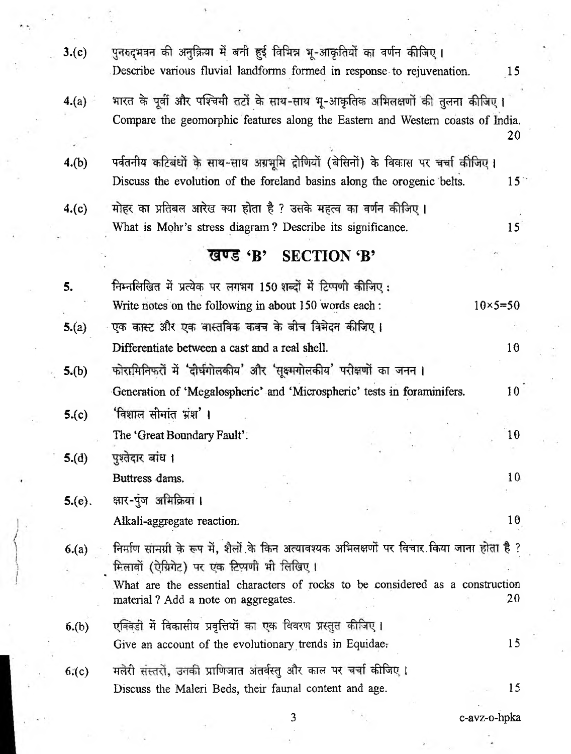3.(c) पुनरुद्भवन की अनुक्रिया में बनी हुई विभिन्न भू-आकृतियों का वर्णन कीजिए।
Describe various fluvial landforms formed in response to rejuvenation. 15

4.(a) भारत के पूर्वी और पश्चिमी तटों के साथ-साथ भू-आकृतिक अभिलक्षणों की तुलना कीजिए।
Compare the geomorphic features along the Eastern and Western coasts of India. 20

4.(b) पर्वतनीय कटिबंधों के साथ-साथ अग्रभूमि द्रोणियों (बेसिनों) के विकास पर चर्चा कीजिए।
Discuss the evolution of the foreland basins along the orogenic belts. 15

4.(c) मोहर का प्रतिबल आरेख क्या होता है ? उसके महत्व का वर्णन कीजिए।
What is Mohr's stress diagram? Describe its significance. 15

## खण्ड 'B' SECTION 'B'

5. निम्नलिखित में प्रत्येक पर लगभग 150 शब्दों में टिप्पणी कीजिए :
Write notes on the following in about 150 words each : 10×5=50

5.(a) एक कास्ट और एक वास्तविक कवच के बीच विभेदन कीजिए।
Differentiate between a cast and a real shell. 10

5.(b) फोरामिनिफरों में 'दीर्घगोलकीय' और 'सूक्ष्मगोलकीय' परीक्षणों का जनन।
Generation of 'Megalospheric' and 'Microspheric' tests in foraminifers. 10

5.(c) 'विशाल सीमांत भ्रंश'।
The 'Great Boundary Fault'. 10

5.(d) पुश्तेदार बांध।
Buttress dams. 10

5.(e) क्षार-पुंज अभिक्रिया।
Alkali-aggregate reaction. 10

6.(a) निर्माण सामग्री के रूप में, शैलों के किन अत्यावश्यक अभिलक्षणों पर विचार किया जाना होता है ? मिलावों (ऐग्रिगेट) पर एक टिप्पणी भी लिखिए।
What are the essential characters of rocks to be considered as a construction material? Add a note on aggregates. 20

6.(b) एक्विडी में विकासीय प्रवृत्तियों का एक विवरण प्रस्तुत कीजिए।
Give an account of the evolutionary trends in Equidae. 15

6.(c) मलेरी संस्तरों, उनकी प्राणिजात अंतर्वस्तु और काल पर चर्चा कीजिए।
Discuss the Maleri Beds, their faunal content and age. 15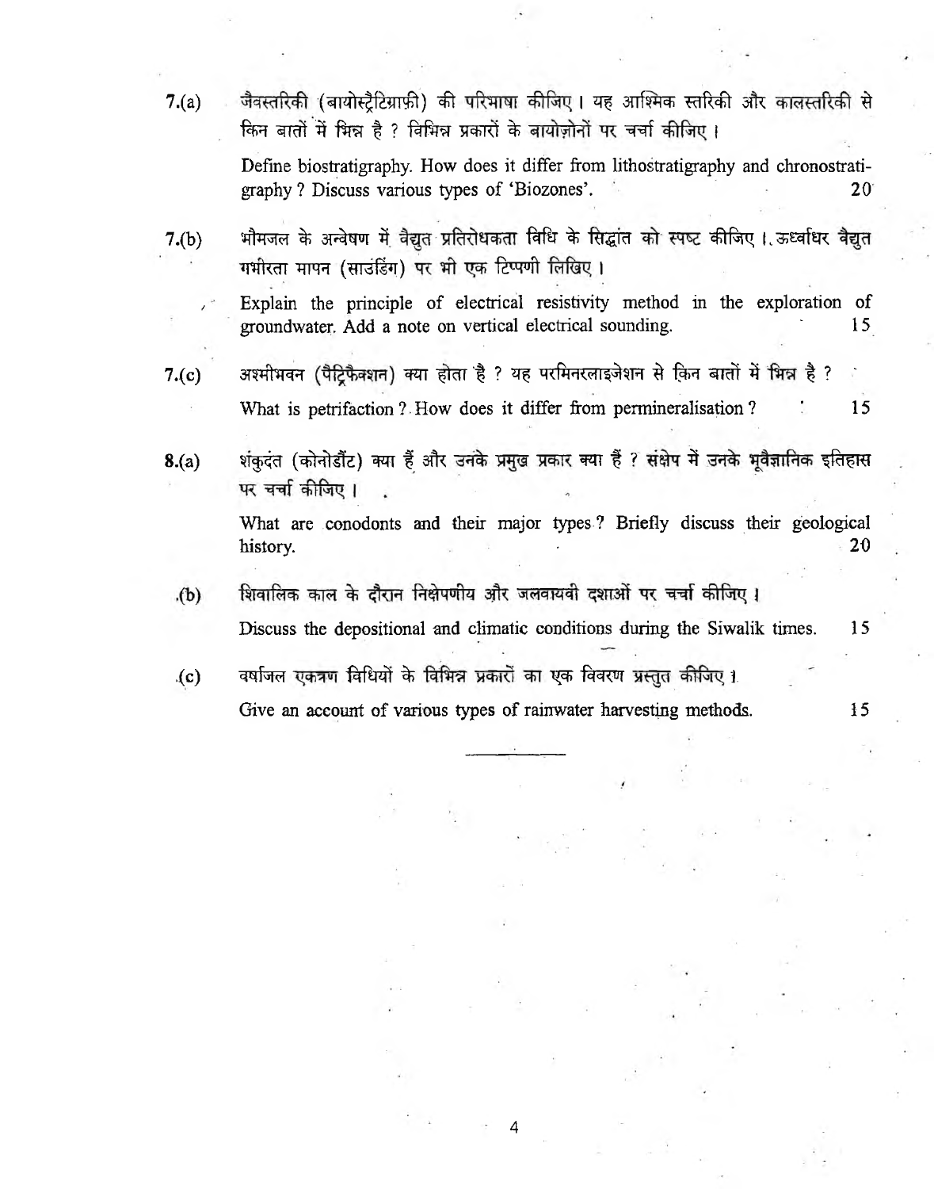7.(a) जैवस्तरिकी (बायोस्ट्रैटिग्राफ़ी) की परिभाषा कीजिए। यह आश्मिक स्तरिकी और कालस्तरिकी से किन बातों में भिन्न है ? विभिन्न प्रकारों के बायोज़ोनों पर चर्चा कीजिए।

Define biostratigraphy. How does it differ from lithostratigraphy and chronostratigraphy ? Discuss various types of 'Biozones'. 20

7.(b) भौमजल के अन्वेषण में वैद्युत प्रतिरोधकता विधि के सिद्धांत को स्पष्ट कीजिए। ऊर्ध्वाधर वैद्युत गभीरता मापन (साउंडिंग) पर भी एक टिप्पणी लिखिए।

Explain the principle of electrical resistivity method in the exploration of groundwater. Add a note on vertical electrical sounding. 15

7.(c) अश्मीभवन (पैट्रिफैक्शन) क्या होता है ? यह परमिनरलाइज़ेशन से किन बातों में भिन्न है ?

What is petrifaction ? How does it differ from permineralisation ? 15

8.(a) शंकुदंत (कोनोडौंट) क्या हैं और उनके प्रमुख प्रकार क्या हैं ? संक्षेप में उनके भूवैज्ञानिक इतिहास पर चर्चा कीजिए।

What are conodonts and their major types ? Briefly discuss their geological history. 20

(b) शिवालिक काल के दौरान निक्षेपणीय और जलवायवी दशाओं पर चर्चा कीजिए।

Discuss the depositional and climatic conditions during the Siwalik times. 15

(c) वर्षाजल एकत्रण विधियों के विभिन्न प्रकारों का एक विवरण प्रस्तुत कीजिए।

Give an account of various types of rainwater harvesting methods. 15